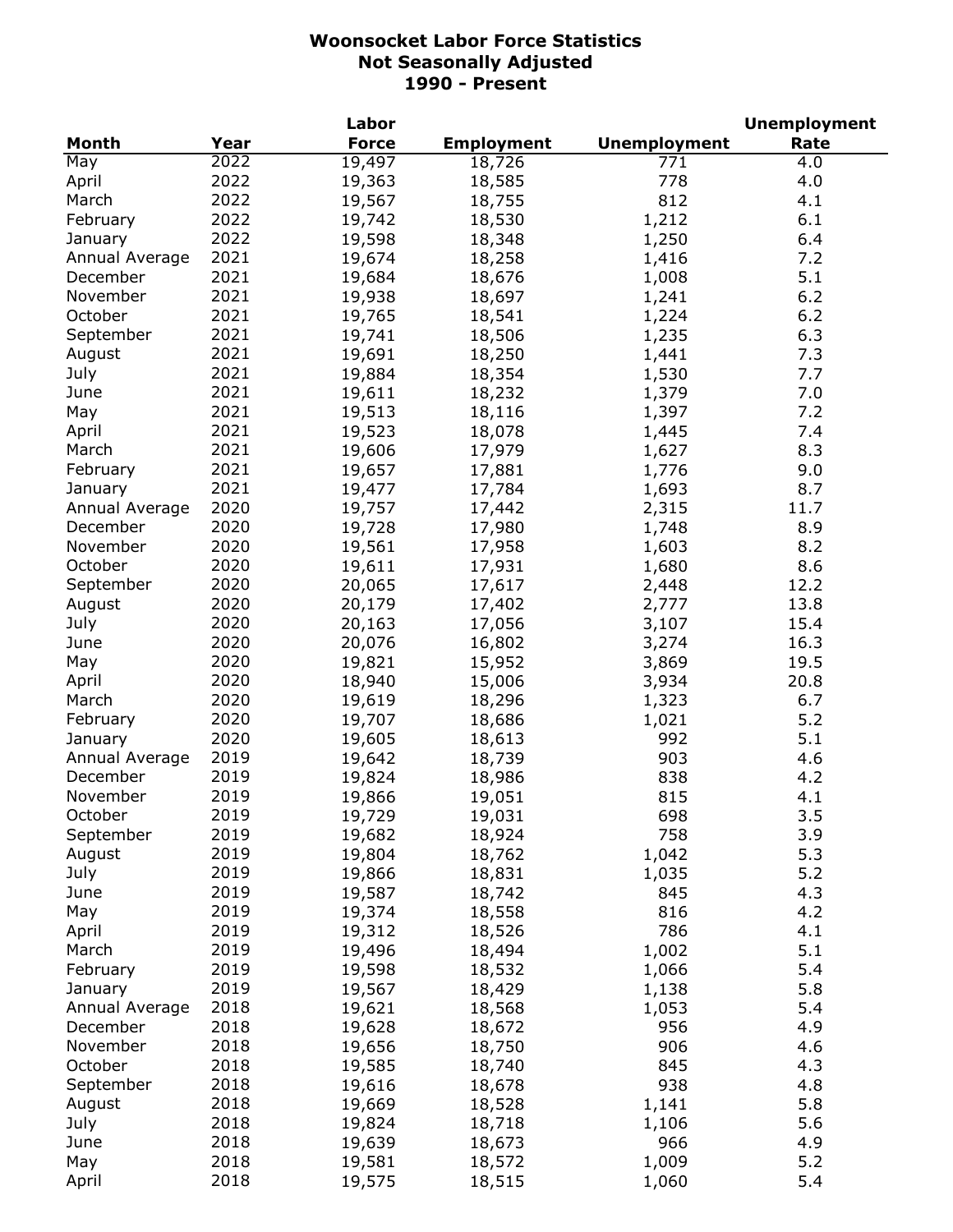# Woonsocket Labor Force Statistics
## Not Seasonally Adjusted
## 1990 - Present

| Month | Year | Labor Force | Employment | Unemployment | Unemployment Rate |
|---|---|---|---|---|---|
| May | 2022 | 19,497 | 18,726 | 771 | 4.0 |
| April | 2022 | 19,363 | 18,585 | 778 | 4.0 |
| March | 2022 | 19,567 | 18,755 | 812 | 4.1 |
| February | 2022 | 19,742 | 18,530 | 1,212 | 6.1 |
| January | 2022 | 19,598 | 18,348 | 1,250 | 6.4 |
| Annual Average | 2021 | 19,674 | 18,258 | 1,416 | 7.2 |
| December | 2021 | 19,684 | 18,676 | 1,008 | 5.1 |
| November | 2021 | 19,938 | 18,697 | 1,241 | 6.2 |
| October | 2021 | 19,765 | 18,541 | 1,224 | 6.2 |
| September | 2021 | 19,741 | 18,506 | 1,235 | 6.3 |
| August | 2021 | 19,691 | 18,250 | 1,441 | 7.3 |
| July | 2021 | 19,884 | 18,354 | 1,530 | 7.7 |
| June | 2021 | 19,611 | 18,232 | 1,379 | 7.0 |
| May | 2021 | 19,513 | 18,116 | 1,397 | 7.2 |
| April | 2021 | 19,523 | 18,078 | 1,445 | 7.4 |
| March | 2021 | 19,606 | 17,979 | 1,627 | 8.3 |
| February | 2021 | 19,657 | 17,881 | 1,776 | 9.0 |
| January | 2021 | 19,477 | 17,784 | 1,693 | 8.7 |
| Annual Average | 2020 | 19,757 | 17,442 | 2,315 | 11.7 |
| December | 2020 | 19,728 | 17,980 | 1,748 | 8.9 |
| November | 2020 | 19,561 | 17,958 | 1,603 | 8.2 |
| October | 2020 | 19,611 | 17,931 | 1,680 | 8.6 |
| September | 2020 | 20,065 | 17,617 | 2,448 | 12.2 |
| August | 2020 | 20,179 | 17,402 | 2,777 | 13.8 |
| July | 2020 | 20,163 | 17,056 | 3,107 | 15.4 |
| June | 2020 | 20,076 | 16,802 | 3,274 | 16.3 |
| May | 2020 | 19,821 | 15,952 | 3,869 | 19.5 |
| April | 2020 | 18,940 | 15,006 | 3,934 | 20.8 |
| March | 2020 | 19,619 | 18,296 | 1,323 | 6.7 |
| February | 2020 | 19,707 | 18,686 | 1,021 | 5.2 |
| January | 2020 | 19,605 | 18,613 | 992 | 5.1 |
| Annual Average | 2019 | 19,642 | 18,739 | 903 | 4.6 |
| December | 2019 | 19,824 | 18,986 | 838 | 4.2 |
| November | 2019 | 19,866 | 19,051 | 815 | 4.1 |
| October | 2019 | 19,729 | 19,031 | 698 | 3.5 |
| September | 2019 | 19,682 | 18,924 | 758 | 3.9 |
| August | 2019 | 19,804 | 18,762 | 1,042 | 5.3 |
| July | 2019 | 19,866 | 18,831 | 1,035 | 5.2 |
| June | 2019 | 19,587 | 18,742 | 845 | 4.3 |
| May | 2019 | 19,374 | 18,558 | 816 | 4.2 |
| April | 2019 | 19,312 | 18,526 | 786 | 4.1 |
| March | 2019 | 19,496 | 18,494 | 1,002 | 5.1 |
| February | 2019 | 19,598 | 18,532 | 1,066 | 5.4 |
| January | 2019 | 19,567 | 18,429 | 1,138 | 5.8 |
| Annual Average | 2018 | 19,621 | 18,568 | 1,053 | 5.4 |
| December | 2018 | 19,628 | 18,672 | 956 | 4.9 |
| November | 2018 | 19,656 | 18,750 | 906 | 4.6 |
| October | 2018 | 19,585 | 18,740 | 845 | 4.3 |
| September | 2018 | 19,616 | 18,678 | 938 | 4.8 |
| August | 2018 | 19,669 | 18,528 | 1,141 | 5.8 |
| July | 2018 | 19,824 | 18,718 | 1,106 | 5.6 |
| June | 2018 | 19,639 | 18,673 | 966 | 4.9 |
| May | 2018 | 19,581 | 18,572 | 1,009 | 5.2 |
| April | 2018 | 19,575 | 18,515 | 1,060 | 5.4 |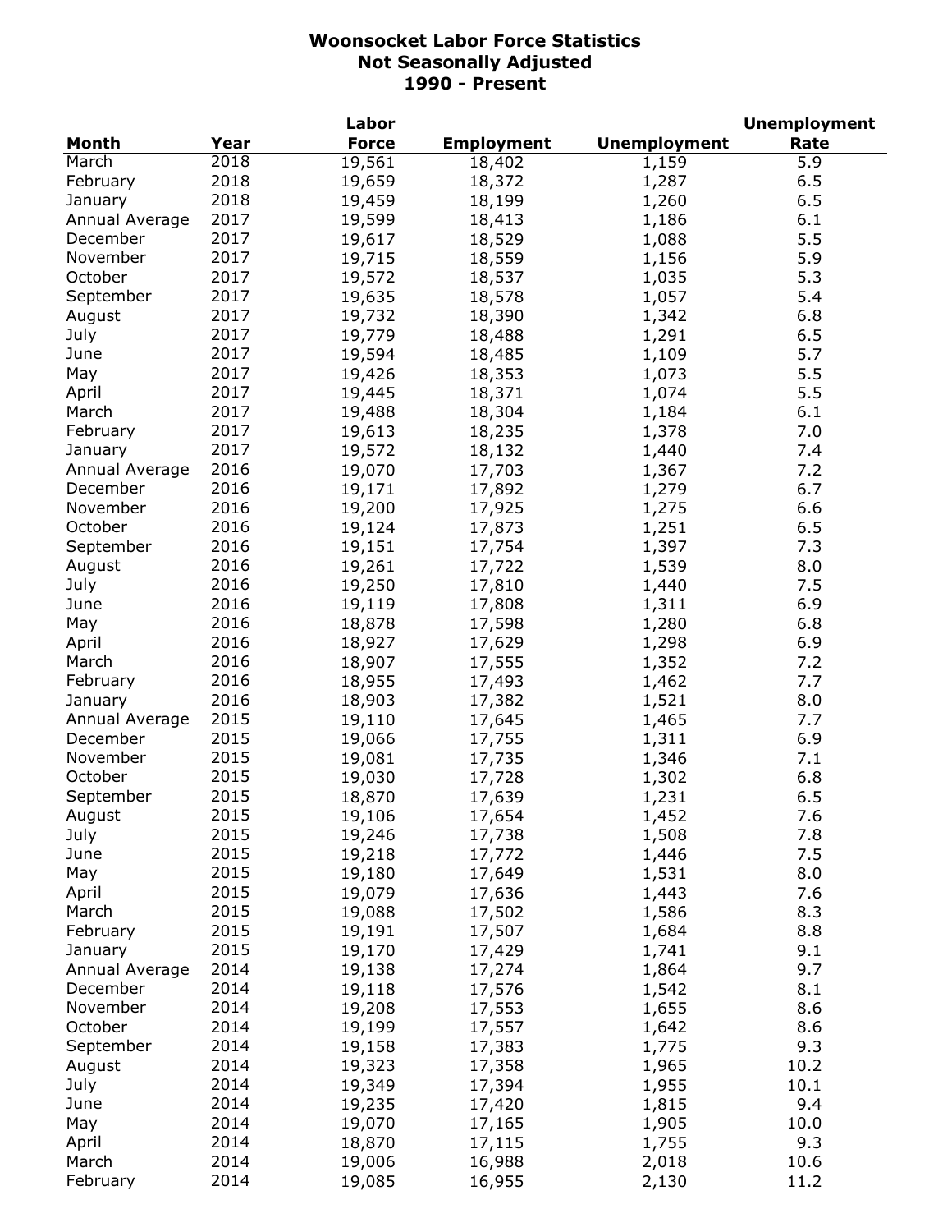# Woonsocket Labor Force Statistics
## Not Seasonally Adjusted
## 1990 - Present

| Month | Year | Labor Force | Employment | Unemployment | Unemployment Rate |
|---|---|---|---|---|---|
| March | 2018 | 19,561 | 18,402 | 1,159 | 5.9 |
| February | 2018 | 19,659 | 18,372 | 1,287 | 6.5 |
| January | 2018 | 19,459 | 18,199 | 1,260 | 6.5 |
| Annual Average | 2017 | 19,599 | 18,413 | 1,186 | 6.1 |
| December | 2017 | 19,617 | 18,529 | 1,088 | 5.5 |
| November | 2017 | 19,715 | 18,559 | 1,156 | 5.9 |
| October | 2017 | 19,572 | 18,537 | 1,035 | 5.3 |
| September | 2017 | 19,635 | 18,578 | 1,057 | 5.4 |
| August | 2017 | 19,732 | 18,390 | 1,342 | 6.8 |
| July | 2017 | 19,779 | 18,488 | 1,291 | 6.5 |
| June | 2017 | 19,594 | 18,485 | 1,109 | 5.7 |
| May | 2017 | 19,426 | 18,353 | 1,073 | 5.5 |
| April | 2017 | 19,445 | 18,371 | 1,074 | 5.5 |
| March | 2017 | 19,488 | 18,304 | 1,184 | 6.1 |
| February | 2017 | 19,613 | 18,235 | 1,378 | 7.0 |
| January | 2017 | 19,572 | 18,132 | 1,440 | 7.4 |
| Annual Average | 2016 | 19,070 | 17,703 | 1,367 | 7.2 |
| December | 2016 | 19,171 | 17,892 | 1,279 | 6.7 |
| November | 2016 | 19,200 | 17,925 | 1,275 | 6.6 |
| October | 2016 | 19,124 | 17,873 | 1,251 | 6.5 |
| September | 2016 | 19,151 | 17,754 | 1,397 | 7.3 |
| August | 2016 | 19,261 | 17,722 | 1,539 | 8.0 |
| July | 2016 | 19,250 | 17,810 | 1,440 | 7.5 |
| June | 2016 | 19,119 | 17,808 | 1,311 | 6.9 |
| May | 2016 | 18,878 | 17,598 | 1,280 | 6.8 |
| April | 2016 | 18,927 | 17,629 | 1,298 | 6.9 |
| March | 2016 | 18,907 | 17,555 | 1,352 | 7.2 |
| February | 2016 | 18,955 | 17,493 | 1,462 | 7.7 |
| January | 2016 | 18,903 | 17,382 | 1,521 | 8.0 |
| Annual Average | 2015 | 19,110 | 17,645 | 1,465 | 7.7 |
| December | 2015 | 19,066 | 17,755 | 1,311 | 6.9 |
| November | 2015 | 19,081 | 17,735 | 1,346 | 7.1 |
| October | 2015 | 19,030 | 17,728 | 1,302 | 6.8 |
| September | 2015 | 18,870 | 17,639 | 1,231 | 6.5 |
| August | 2015 | 19,106 | 17,654 | 1,452 | 7.6 |
| July | 2015 | 19,246 | 17,738 | 1,508 | 7.8 |
| June | 2015 | 19,218 | 17,772 | 1,446 | 7.5 |
| May | 2015 | 19,180 | 17,649 | 1,531 | 8.0 |
| April | 2015 | 19,079 | 17,636 | 1,443 | 7.6 |
| March | 2015 | 19,088 | 17,502 | 1,586 | 8.3 |
| February | 2015 | 19,191 | 17,507 | 1,684 | 8.8 |
| January | 2015 | 19,170 | 17,429 | 1,741 | 9.1 |
| Annual Average | 2014 | 19,138 | 17,274 | 1,864 | 9.7 |
| December | 2014 | 19,118 | 17,576 | 1,542 | 8.1 |
| November | 2014 | 19,208 | 17,553 | 1,655 | 8.6 |
| October | 2014 | 19,199 | 17,557 | 1,642 | 8.6 |
| September | 2014 | 19,158 | 17,383 | 1,775 | 9.3 |
| August | 2014 | 19,323 | 17,358 | 1,965 | 10.2 |
| July | 2014 | 19,349 | 17,394 | 1,955 | 10.1 |
| June | 2014 | 19,235 | 17,420 | 1,815 | 9.4 |
| May | 2014 | 19,070 | 17,165 | 1,905 | 10.0 |
| April | 2014 | 18,870 | 17,115 | 1,755 | 9.3 |
| March | 2014 | 19,006 | 16,988 | 2,018 | 10.6 |
| February | 2014 | 19,085 | 16,955 | 2,130 | 11.2 |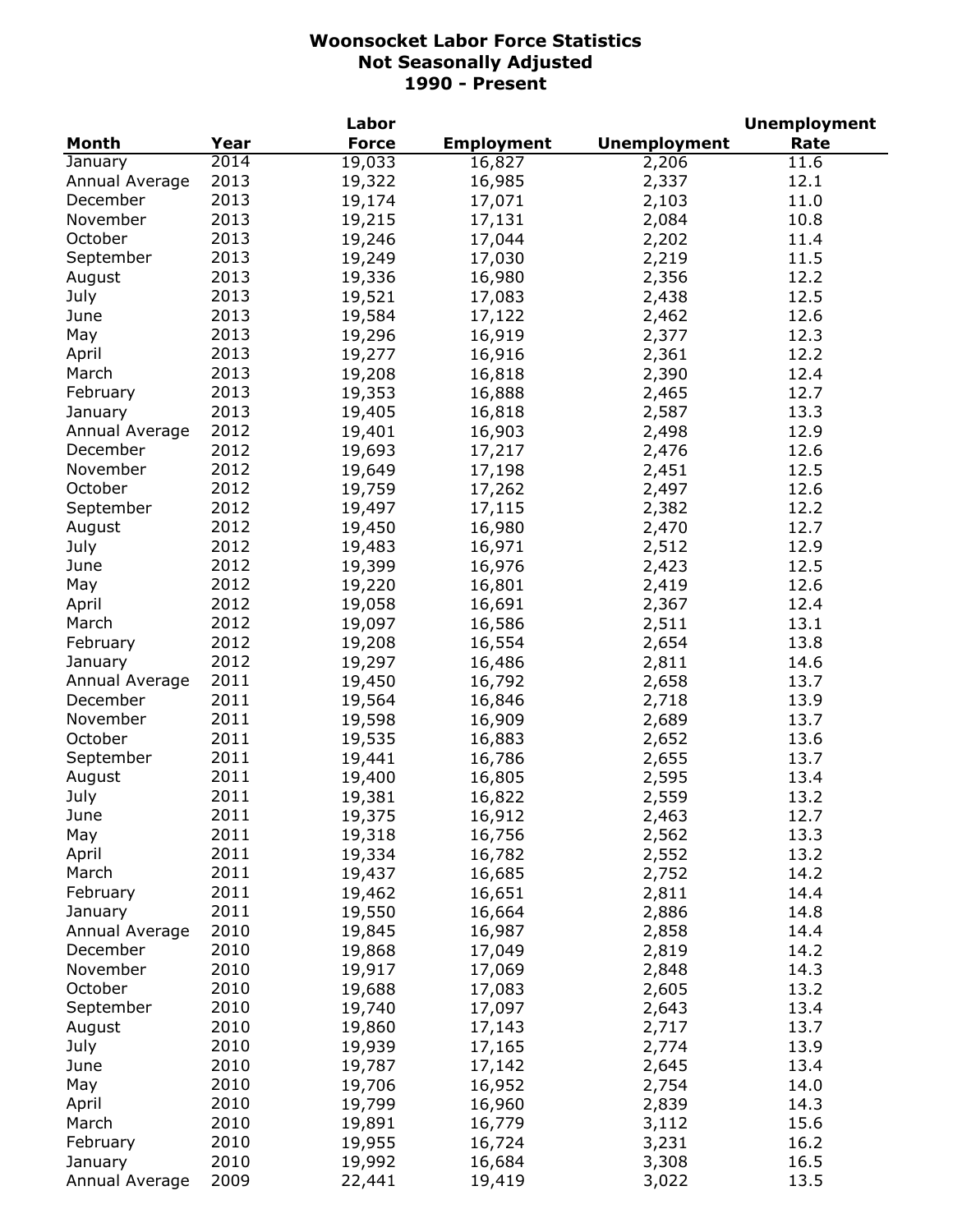# Woonsocket Labor Force Statistics
## Not Seasonally Adjusted
## 1990 - Present

| Month | Year | Labor Force | Employment | Unemployment | Unemployment Rate |
|---|---|---|---|---|---|
| January | 2014 | 19,033 | 16,827 | 2,206 | 11.6 |
| Annual Average | 2013 | 19,322 | 16,985 | 2,337 | 12.1 |
| December | 2013 | 19,174 | 17,071 | 2,103 | 11.0 |
| November | 2013 | 19,215 | 17,131 | 2,084 | 10.8 |
| October | 2013 | 19,246 | 17,044 | 2,202 | 11.4 |
| September | 2013 | 19,249 | 17,030 | 2,219 | 11.5 |
| August | 2013 | 19,336 | 16,980 | 2,356 | 12.2 |
| July | 2013 | 19,521 | 17,083 | 2,438 | 12.5 |
| June | 2013 | 19,584 | 17,122 | 2,462 | 12.6 |
| May | 2013 | 19,296 | 16,919 | 2,377 | 12.3 |
| April | 2013 | 19,277 | 16,916 | 2,361 | 12.2 |
| March | 2013 | 19,208 | 16,818 | 2,390 | 12.4 |
| February | 2013 | 19,353 | 16,888 | 2,465 | 12.7 |
| January | 2013 | 19,405 | 16,818 | 2,587 | 13.3 |
| Annual Average | 2012 | 19,401 | 16,903 | 2,498 | 12.9 |
| December | 2012 | 19,693 | 17,217 | 2,476 | 12.6 |
| November | 2012 | 19,649 | 17,198 | 2,451 | 12.5 |
| October | 2012 | 19,759 | 17,262 | 2,497 | 12.6 |
| September | 2012 | 19,497 | 17,115 | 2,382 | 12.2 |
| August | 2012 | 19,450 | 16,980 | 2,470 | 12.7 |
| July | 2012 | 19,483 | 16,971 | 2,512 | 12.9 |
| June | 2012 | 19,399 | 16,976 | 2,423 | 12.5 |
| May | 2012 | 19,220 | 16,801 | 2,419 | 12.6 |
| April | 2012 | 19,058 | 16,691 | 2,367 | 12.4 |
| March | 2012 | 19,097 | 16,586 | 2,511 | 13.1 |
| February | 2012 | 19,208 | 16,554 | 2,654 | 13.8 |
| January | 2012 | 19,297 | 16,486 | 2,811 | 14.6 |
| Annual Average | 2011 | 19,450 | 16,792 | 2,658 | 13.7 |
| December | 2011 | 19,564 | 16,846 | 2,718 | 13.9 |
| November | 2011 | 19,598 | 16,909 | 2,689 | 13.7 |
| October | 2011 | 19,535 | 16,883 | 2,652 | 13.6 |
| September | 2011 | 19,441 | 16,786 | 2,655 | 13.7 |
| August | 2011 | 19,400 | 16,805 | 2,595 | 13.4 |
| July | 2011 | 19,381 | 16,822 | 2,559 | 13.2 |
| June | 2011 | 19,375 | 16,912 | 2,463 | 12.7 |
| May | 2011 | 19,318 | 16,756 | 2,562 | 13.3 |
| April | 2011 | 19,334 | 16,782 | 2,552 | 13.2 |
| March | 2011 | 19,437 | 16,685 | 2,752 | 14.2 |
| February | 2011 | 19,462 | 16,651 | 2,811 | 14.4 |
| January | 2011 | 19,550 | 16,664 | 2,886 | 14.8 |
| Annual Average | 2010 | 19,845 | 16,987 | 2,858 | 14.4 |
| December | 2010 | 19,868 | 17,049 | 2,819 | 14.2 |
| November | 2010 | 19,917 | 17,069 | 2,848 | 14.3 |
| October | 2010 | 19,688 | 17,083 | 2,605 | 13.2 |
| September | 2010 | 19,740 | 17,097 | 2,643 | 13.4 |
| August | 2010 | 19,860 | 17,143 | 2,717 | 13.7 |
| July | 2010 | 19,939 | 17,165 | 2,774 | 13.9 |
| June | 2010 | 19,787 | 17,142 | 2,645 | 13.4 |
| May | 2010 | 19,706 | 16,952 | 2,754 | 14.0 |
| April | 2010 | 19,799 | 16,960 | 2,839 | 14.3 |
| March | 2010 | 19,891 | 16,779 | 3,112 | 15.6 |
| February | 2010 | 19,955 | 16,724 | 3,231 | 16.2 |
| January | 2010 | 19,992 | 16,684 | 3,308 | 16.5 |
| Annual Average | 2009 | 22,441 | 19,419 | 3,022 | 13.5 |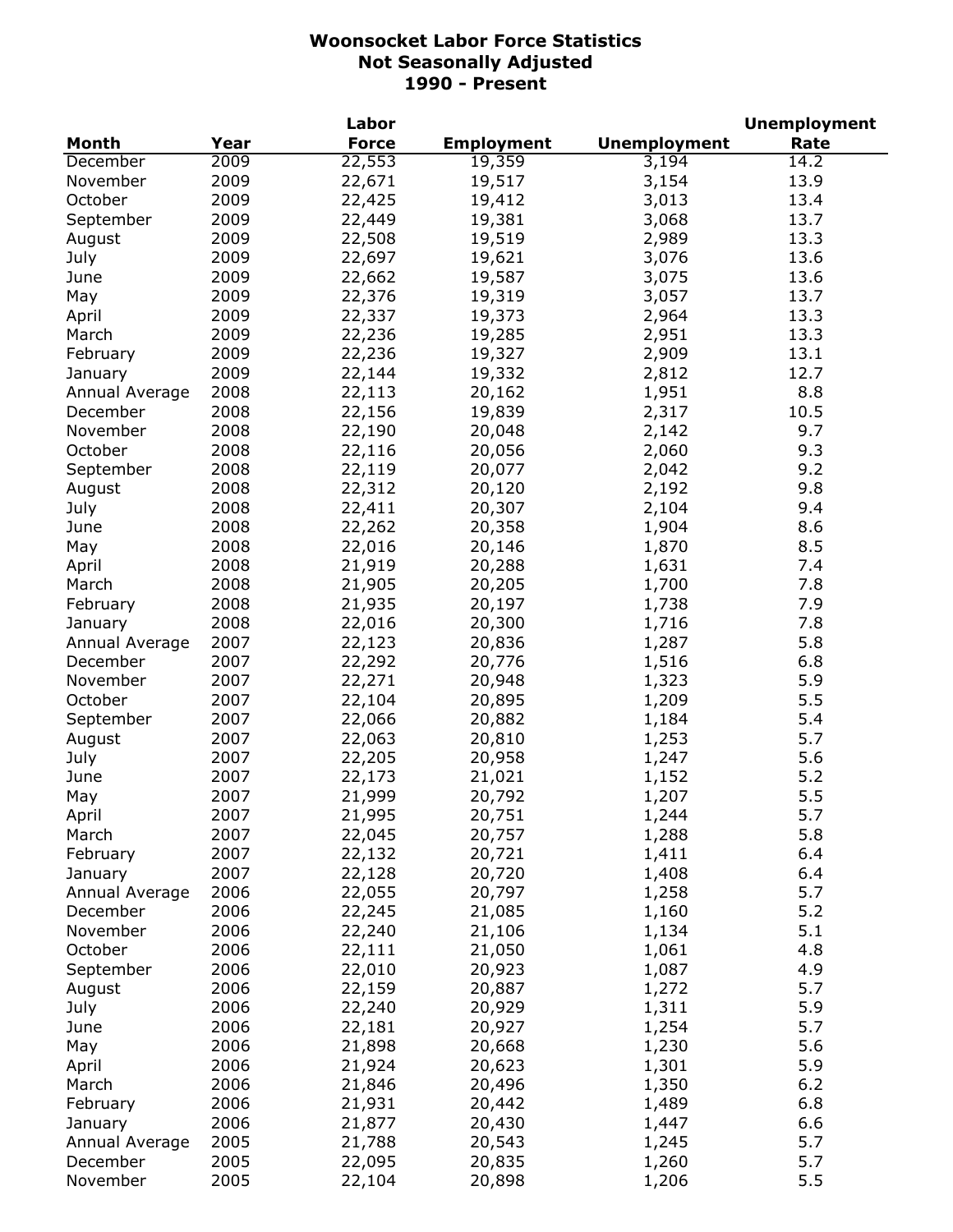# Woonsocket Labor Force Statistics
## Not Seasonally Adjusted
## 1990 - Present

| Month | Year | Labor Force | Employment | Unemployment | Unemployment Rate |
|---|---|---|---|---|---|
| December | 2009 | 22,553 | 19,359 | 3,194 | 14.2 |
| November | 2009 | 22,671 | 19,517 | 3,154 | 13.9 |
| October | 2009 | 22,425 | 19,412 | 3,013 | 13.4 |
| September | 2009 | 22,449 | 19,381 | 3,068 | 13.7 |
| August | 2009 | 22,508 | 19,519 | 2,989 | 13.3 |
| July | 2009 | 22,697 | 19,621 | 3,076 | 13.6 |
| June | 2009 | 22,662 | 19,587 | 3,075 | 13.6 |
| May | 2009 | 22,376 | 19,319 | 3,057 | 13.7 |
| April | 2009 | 22,337 | 19,373 | 2,964 | 13.3 |
| March | 2009 | 22,236 | 19,285 | 2,951 | 13.3 |
| February | 2009 | 22,236 | 19,327 | 2,909 | 13.1 |
| January | 2009 | 22,144 | 19,332 | 2,812 | 12.7 |
| Annual Average | 2008 | 22,113 | 20,162 | 1,951 | 8.8 |
| December | 2008 | 22,156 | 19,839 | 2,317 | 10.5 |
| November | 2008 | 22,190 | 20,048 | 2,142 | 9.7 |
| October | 2008 | 22,116 | 20,056 | 2,060 | 9.3 |
| September | 2008 | 22,119 | 20,077 | 2,042 | 9.2 |
| August | 2008 | 22,312 | 20,120 | 2,192 | 9.8 |
| July | 2008 | 22,411 | 20,307 | 2,104 | 9.4 |
| June | 2008 | 22,262 | 20,358 | 1,904 | 8.6 |
| May | 2008 | 22,016 | 20,146 | 1,870 | 8.5 |
| April | 2008 | 21,919 | 20,288 | 1,631 | 7.4 |
| March | 2008 | 21,905 | 20,205 | 1,700 | 7.8 |
| February | 2008 | 21,935 | 20,197 | 1,738 | 7.9 |
| January | 2008 | 22,016 | 20,300 | 1,716 | 7.8 |
| Annual Average | 2007 | 22,123 | 20,836 | 1,287 | 5.8 |
| December | 2007 | 22,292 | 20,776 | 1,516 | 6.8 |
| November | 2007 | 22,271 | 20,948 | 1,323 | 5.9 |
| October | 2007 | 22,104 | 20,895 | 1,209 | 5.5 |
| September | 2007 | 22,066 | 20,882 | 1,184 | 5.4 |
| August | 2007 | 22,063 | 20,810 | 1,253 | 5.7 |
| July | 2007 | 22,205 | 20,958 | 1,247 | 5.6 |
| June | 2007 | 22,173 | 21,021 | 1,152 | 5.2 |
| May | 2007 | 21,999 | 20,792 | 1,207 | 5.5 |
| April | 2007 | 21,995 | 20,751 | 1,244 | 5.7 |
| March | 2007 | 22,045 | 20,757 | 1,288 | 5.8 |
| February | 2007 | 22,132 | 20,721 | 1,411 | 6.4 |
| January | 2007 | 22,128 | 20,720 | 1,408 | 6.4 |
| Annual Average | 2006 | 22,055 | 20,797 | 1,258 | 5.7 |
| December | 2006 | 22,245 | 21,085 | 1,160 | 5.2 |
| November | 2006 | 22,240 | 21,106 | 1,134 | 5.1 |
| October | 2006 | 22,111 | 21,050 | 1,061 | 4.8 |
| September | 2006 | 22,010 | 20,923 | 1,087 | 4.9 |
| August | 2006 | 22,159 | 20,887 | 1,272 | 5.7 |
| July | 2006 | 22,240 | 20,929 | 1,311 | 5.9 |
| June | 2006 | 22,181 | 20,927 | 1,254 | 5.7 |
| May | 2006 | 21,898 | 20,668 | 1,230 | 5.6 |
| April | 2006 | 21,924 | 20,623 | 1,301 | 5.9 |
| March | 2006 | 21,846 | 20,496 | 1,350 | 6.2 |
| February | 2006 | 21,931 | 20,442 | 1,489 | 6.8 |
| January | 2006 | 21,877 | 20,430 | 1,447 | 6.6 |
| Annual Average | 2005 | 21,788 | 20,543 | 1,245 | 5.7 |
| December | 2005 | 22,095 | 20,835 | 1,260 | 5.7 |
| November | 2005 | 22,104 | 20,898 | 1,206 | 5.5 |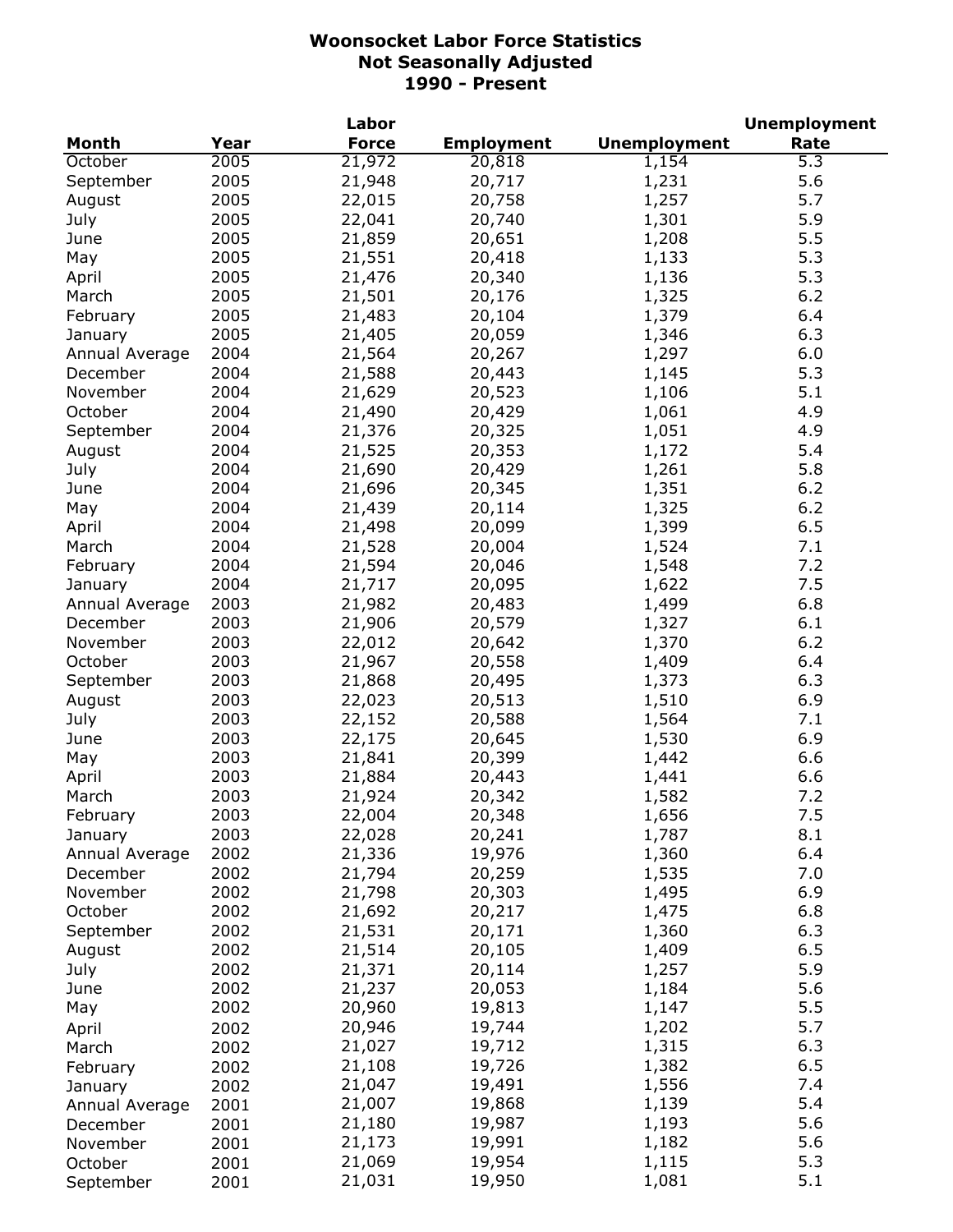# Woonsocket Labor Force Statistics
## Not Seasonally Adjusted
## 1990 - Present

| Month | Year | Labor Force | Employment | Unemployment | Unemployment Rate |
|---|---|---|---|---|---|
| October | 2005 | 21,972 | 20,818 | 1,154 | 5.3 |
| September | 2005 | 21,948 | 20,717 | 1,231 | 5.6 |
| August | 2005 | 22,015 | 20,758 | 1,257 | 5.7 |
| July | 2005 | 22,041 | 20,740 | 1,301 | 5.9 |
| June | 2005 | 21,859 | 20,651 | 1,208 | 5.5 |
| May | 2005 | 21,551 | 20,418 | 1,133 | 5.3 |
| April | 2005 | 21,476 | 20,340 | 1,136 | 5.3 |
| March | 2005 | 21,501 | 20,176 | 1,325 | 6.2 |
| February | 2005 | 21,483 | 20,104 | 1,379 | 6.4 |
| January | 2005 | 21,405 | 20,059 | 1,346 | 6.3 |
| Annual Average | 2004 | 21,564 | 20,267 | 1,297 | 6.0 |
| December | 2004 | 21,588 | 20,443 | 1,145 | 5.3 |
| November | 2004 | 21,629 | 20,523 | 1,106 | 5.1 |
| October | 2004 | 21,490 | 20,429 | 1,061 | 4.9 |
| September | 2004 | 21,376 | 20,325 | 1,051 | 4.9 |
| August | 2004 | 21,525 | 20,353 | 1,172 | 5.4 |
| July | 2004 | 21,690 | 20,429 | 1,261 | 5.8 |
| June | 2004 | 21,696 | 20,345 | 1,351 | 6.2 |
| May | 2004 | 21,439 | 20,114 | 1,325 | 6.2 |
| April | 2004 | 21,498 | 20,099 | 1,399 | 6.5 |
| March | 2004 | 21,528 | 20,004 | 1,524 | 7.1 |
| February | 2004 | 21,594 | 20,046 | 1,548 | 7.2 |
| January | 2004 | 21,717 | 20,095 | 1,622 | 7.5 |
| Annual Average | 2003 | 21,982 | 20,483 | 1,499 | 6.8 |
| December | 2003 | 21,906 | 20,579 | 1,327 | 6.1 |
| November | 2003 | 22,012 | 20,642 | 1,370 | 6.2 |
| October | 2003 | 21,967 | 20,558 | 1,409 | 6.4 |
| September | 2003 | 21,868 | 20,495 | 1,373 | 6.3 |
| August | 2003 | 22,023 | 20,513 | 1,510 | 6.9 |
| July | 2003 | 22,152 | 20,588 | 1,564 | 7.1 |
| June | 2003 | 22,175 | 20,645 | 1,530 | 6.9 |
| May | 2003 | 21,841 | 20,399 | 1,442 | 6.6 |
| April | 2003 | 21,884 | 20,443 | 1,441 | 6.6 |
| March | 2003 | 21,924 | 20,342 | 1,582 | 7.2 |
| February | 2003 | 22,004 | 20,348 | 1,656 | 7.5 |
| January | 2003 | 22,028 | 20,241 | 1,787 | 8.1 |
| Annual Average | 2002 | 21,336 | 19,976 | 1,360 | 6.4 |
| December | 2002 | 21,794 | 20,259 | 1,535 | 7.0 |
| November | 2002 | 21,798 | 20,303 | 1,495 | 6.9 |
| October | 2002 | 21,692 | 20,217 | 1,475 | 6.8 |
| September | 2002 | 21,531 | 20,171 | 1,360 | 6.3 |
| August | 2002 | 21,514 | 20,105 | 1,409 | 6.5 |
| July | 2002 | 21,371 | 20,114 | 1,257 | 5.9 |
| June | 2002 | 21,237 | 20,053 | 1,184 | 5.6 |
| May | 2002 | 20,960 | 19,813 | 1,147 | 5.5 |
| April | 2002 | 20,946 | 19,744 | 1,202 | 5.7 |
| March | 2002 | 21,027 | 19,712 | 1,315 | 6.3 |
| February | 2002 | 21,108 | 19,726 | 1,382 | 6.5 |
| January | 2002 | 21,047 | 19,491 | 1,556 | 7.4 |
| Annual Average | 2001 | 21,007 | 19,868 | 1,139 | 5.4 |
| December | 2001 | 21,180 | 19,987 | 1,193 | 5.6 |
| November | 2001 | 21,173 | 19,991 | 1,182 | 5.6 |
| October | 2001 | 21,069 | 19,954 | 1,115 | 5.3 |
| September | 2001 | 21,031 | 19,950 | 1,081 | 5.1 |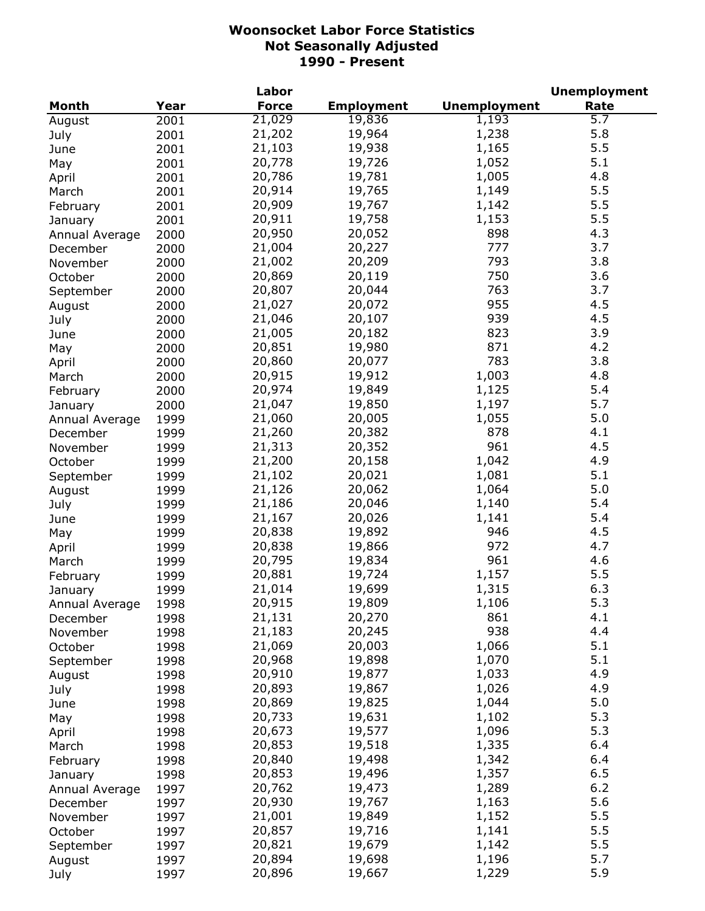# Woonsocket Labor Force Statistics
## Not Seasonally Adjusted
## 1990 - Present

| Month | Year | Labor Force | Employment | Unemployment | Unemployment Rate |
|---|---|---|---|---|---|
| August | 2001 | 21,029 | 19,836 | 1,193 | 5.7 |
| July | 2001 | 21,202 | 19,964 | 1,238 | 5.8 |
| June | 2001 | 21,103 | 19,938 | 1,165 | 5.5 |
| May | 2001 | 20,778 | 19,726 | 1,052 | 5.1 |
| April | 2001 | 20,786 | 19,781 | 1,005 | 4.8 |
| March | 2001 | 20,914 | 19,765 | 1,149 | 5.5 |
| February | 2001 | 20,909 | 19,767 | 1,142 | 5.5 |
| January | 2001 | 20,911 | 19,758 | 1,153 | 5.5 |
| Annual Average | 2000 | 20,950 | 20,052 | 898 | 4.3 |
| December | 2000 | 21,004 | 20,227 | 777 | 3.7 |
| November | 2000 | 21,002 | 20,209 | 793 | 3.8 |
| October | 2000 | 20,869 | 20,119 | 750 | 3.6 |
| September | 2000 | 20,807 | 20,044 | 763 | 3.7 |
| August | 2000 | 21,027 | 20,072 | 955 | 4.5 |
| July | 2000 | 21,046 | 20,107 | 939 | 4.5 |
| June | 2000 | 21,005 | 20,182 | 823 | 3.9 |
| May | 2000 | 20,851 | 19,980 | 871 | 4.2 |
| April | 2000 | 20,860 | 20,077 | 783 | 3.8 |
| March | 2000 | 20,915 | 19,912 | 1,003 | 4.8 |
| February | 2000 | 20,974 | 19,849 | 1,125 | 5.4 |
| January | 2000 | 21,047 | 19,850 | 1,197 | 5.7 |
| Annual Average | 1999 | 21,060 | 20,005 | 1,055 | 5.0 |
| December | 1999 | 21,260 | 20,382 | 878 | 4.1 |
| November | 1999 | 21,313 | 20,352 | 961 | 4.5 |
| October | 1999 | 21,200 | 20,158 | 1,042 | 4.9 |
| September | 1999 | 21,102 | 20,021 | 1,081 | 5.1 |
| August | 1999 | 21,126 | 20,062 | 1,064 | 5.0 |
| July | 1999 | 21,186 | 20,046 | 1,140 | 5.4 |
| June | 1999 | 21,167 | 20,026 | 1,141 | 5.4 |
| May | 1999 | 20,838 | 19,892 | 946 | 4.5 |
| April | 1999 | 20,838 | 19,866 | 972 | 4.7 |
| March | 1999 | 20,795 | 19,834 | 961 | 4.6 |
| February | 1999 | 20,881 | 19,724 | 1,157 | 5.5 |
| January | 1999 | 21,014 | 19,699 | 1,315 | 6.3 |
| Annual Average | 1998 | 20,915 | 19,809 | 1,106 | 5.3 |
| December | 1998 | 21,131 | 20,270 | 861 | 4.1 |
| November | 1998 | 21,183 | 20,245 | 938 | 4.4 |
| October | 1998 | 21,069 | 20,003 | 1,066 | 5.1 |
| September | 1998 | 20,968 | 19,898 | 1,070 | 5.1 |
| August | 1998 | 20,910 | 19,877 | 1,033 | 4.9 |
| July | 1998 | 20,893 | 19,867 | 1,026 | 4.9 |
| June | 1998 | 20,869 | 19,825 | 1,044 | 5.0 |
| May | 1998 | 20,733 | 19,631 | 1,102 | 5.3 |
| April | 1998 | 20,673 | 19,577 | 1,096 | 5.3 |
| March | 1998 | 20,853 | 19,518 | 1,335 | 6.4 |
| February | 1998 | 20,840 | 19,498 | 1,342 | 6.4 |
| January | 1998 | 20,853 | 19,496 | 1,357 | 6.5 |
| Annual Average | 1997 | 20,762 | 19,473 | 1,289 | 6.2 |
| December | 1997 | 20,930 | 19,767 | 1,163 | 5.6 |
| November | 1997 | 21,001 | 19,849 | 1,152 | 5.5 |
| October | 1997 | 20,857 | 19,716 | 1,141 | 5.5 |
| September | 1997 | 20,821 | 19,679 | 1,142 | 5.5 |
| August | 1997 | 20,894 | 19,698 | 1,196 | 5.7 |
| July | 1997 | 20,896 | 19,667 | 1,229 | 5.9 |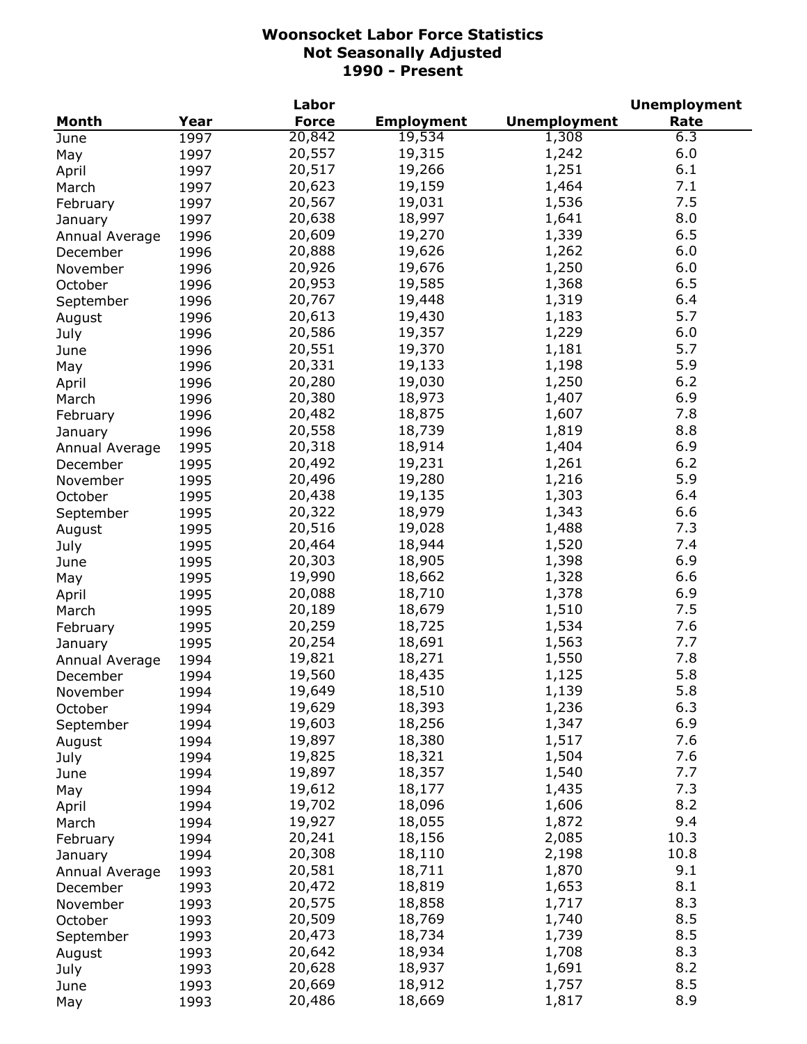# Woonsocket Labor Force Statistics
## Not Seasonally Adjusted
## 1990 - Present

| Month | Year | Labor Force | Employment | Unemployment | Unemployment Rate |
|---|---|---|---|---|---|
| June | 1997 | 20,842 | 19,534 | 1,308 | 6.3 |
| May | 1997 | 20,557 | 19,315 | 1,242 | 6.0 |
| April | 1997 | 20,517 | 19,266 | 1,251 | 6.1 |
| March | 1997 | 20,623 | 19,159 | 1,464 | 7.1 |
| February | 1997 | 20,567 | 19,031 | 1,536 | 7.5 |
| January | 1997 | 20,638 | 18,997 | 1,641 | 8.0 |
| Annual Average | 1996 | 20,609 | 19,270 | 1,339 | 6.5 |
| December | 1996 | 20,888 | 19,626 | 1,262 | 6.0 |
| November | 1996 | 20,926 | 19,676 | 1,250 | 6.0 |
| October | 1996 | 20,953 | 19,585 | 1,368 | 6.5 |
| September | 1996 | 20,767 | 19,448 | 1,319 | 6.4 |
| August | 1996 | 20,613 | 19,430 | 1,183 | 5.7 |
| July | 1996 | 20,586 | 19,357 | 1,229 | 6.0 |
| June | 1996 | 20,551 | 19,370 | 1,181 | 5.7 |
| May | 1996 | 20,331 | 19,133 | 1,198 | 5.9 |
| April | 1996 | 20,280 | 19,030 | 1,250 | 6.2 |
| March | 1996 | 20,380 | 18,973 | 1,407 | 6.9 |
| February | 1996 | 20,482 | 18,875 | 1,607 | 7.8 |
| January | 1996 | 20,558 | 18,739 | 1,819 | 8.8 |
| Annual Average | 1995 | 20,318 | 18,914 | 1,404 | 6.9 |
| December | 1995 | 20,492 | 19,231 | 1,261 | 6.2 |
| November | 1995 | 20,496 | 19,280 | 1,216 | 5.9 |
| October | 1995 | 20,438 | 19,135 | 1,303 | 6.4 |
| September | 1995 | 20,322 | 18,979 | 1,343 | 6.6 |
| August | 1995 | 20,516 | 19,028 | 1,488 | 7.3 |
| July | 1995 | 20,464 | 18,944 | 1,520 | 7.4 |
| June | 1995 | 20,303 | 18,905 | 1,398 | 6.9 |
| May | 1995 | 19,990 | 18,662 | 1,328 | 6.6 |
| April | 1995 | 20,088 | 18,710 | 1,378 | 6.9 |
| March | 1995 | 20,189 | 18,679 | 1,510 | 7.5 |
| February | 1995 | 20,259 | 18,725 | 1,534 | 7.6 |
| January | 1995 | 20,254 | 18,691 | 1,563 | 7.7 |
| Annual Average | 1994 | 19,821 | 18,271 | 1,550 | 7.8 |
| December | 1994 | 19,560 | 18,435 | 1,125 | 5.8 |
| November | 1994 | 19,649 | 18,510 | 1,139 | 5.8 |
| October | 1994 | 19,629 | 18,393 | 1,236 | 6.3 |
| September | 1994 | 19,603 | 18,256 | 1,347 | 6.9 |
| August | 1994 | 19,897 | 18,380 | 1,517 | 7.6 |
| July | 1994 | 19,825 | 18,321 | 1,504 | 7.6 |
| June | 1994 | 19,897 | 18,357 | 1,540 | 7.7 |
| May | 1994 | 19,612 | 18,177 | 1,435 | 7.3 |
| April | 1994 | 19,702 | 18,096 | 1,606 | 8.2 |
| March | 1994 | 19,927 | 18,055 | 1,872 | 9.4 |
| February | 1994 | 20,241 | 18,156 | 2,085 | 10.3 |
| January | 1994 | 20,308 | 18,110 | 2,198 | 10.8 |
| Annual Average | 1993 | 20,581 | 18,711 | 1,870 | 9.1 |
| December | 1993 | 20,472 | 18,819 | 1,653 | 8.1 |
| November | 1993 | 20,575 | 18,858 | 1,717 | 8.3 |
| October | 1993 | 20,509 | 18,769 | 1,740 | 8.5 |
| September | 1993 | 20,473 | 18,734 | 1,739 | 8.5 |
| August | 1993 | 20,642 | 18,934 | 1,708 | 8.3 |
| July | 1993 | 20,628 | 18,937 | 1,691 | 8.2 |
| June | 1993 | 20,669 | 18,912 | 1,757 | 8.5 |
| May | 1993 | 20,486 | 18,669 | 1,817 | 8.9 |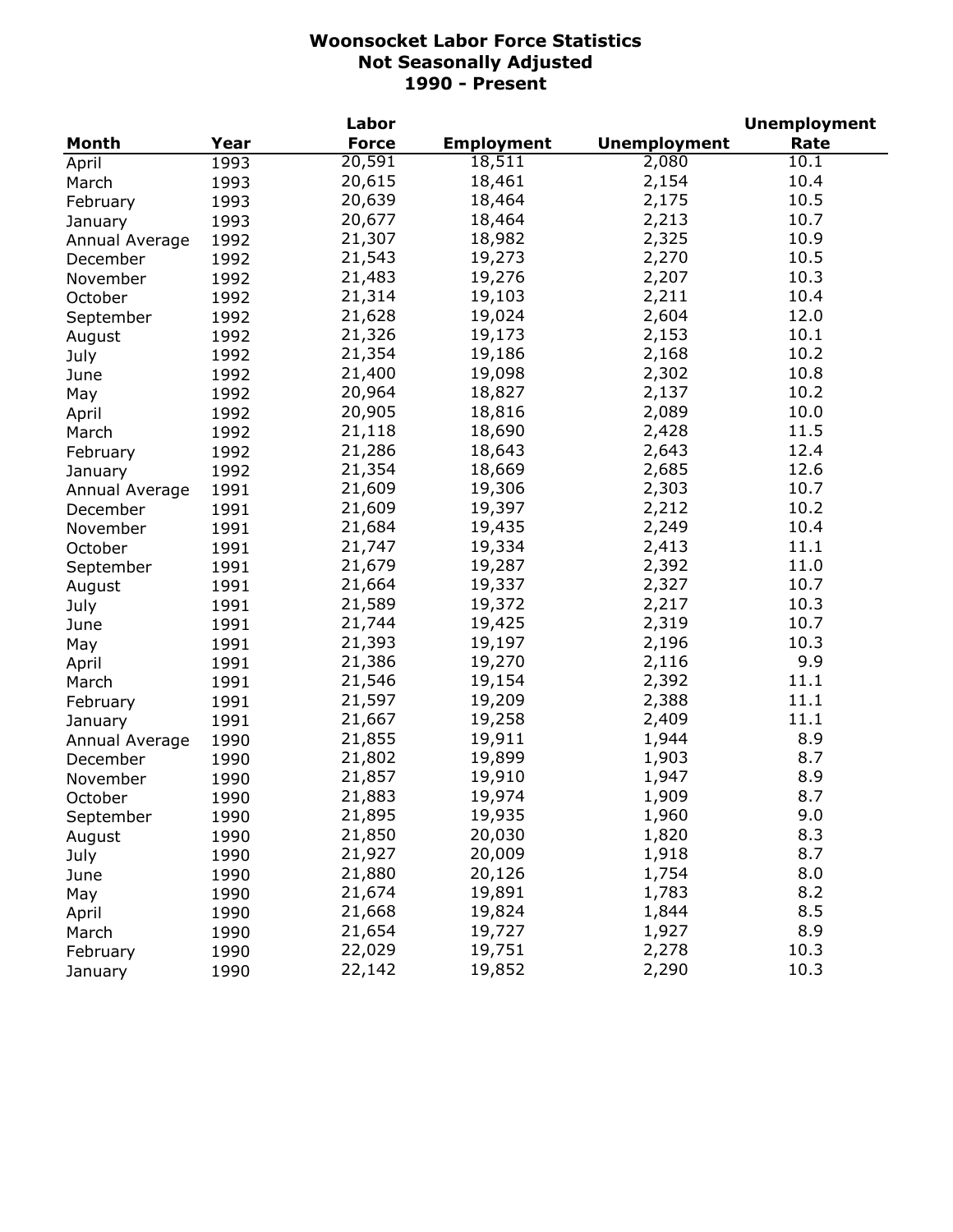# Woonsocket Labor Force Statistics
## Not Seasonally Adjusted
## 1990 - Present

| Month | Year | Labor Force | Employment | Unemployment | Unemployment Rate |
|---|---|---|---|---|---|
| April | 1993 | 20,591 | 18,511 | 2,080 | 10.1 |
| March | 1993 | 20,615 | 18,461 | 2,154 | 10.4 |
| February | 1993 | 20,639 | 18,464 | 2,175 | 10.5 |
| January | 1993 | 20,677 | 18,464 | 2,213 | 10.7 |
| Annual Average | 1992 | 21,307 | 18,982 | 2,325 | 10.9 |
| December | 1992 | 21,543 | 19,273 | 2,270 | 10.5 |
| November | 1992 | 21,483 | 19,276 | 2,207 | 10.3 |
| October | 1992 | 21,314 | 19,103 | 2,211 | 10.4 |
| September | 1992 | 21,628 | 19,024 | 2,604 | 12.0 |
| August | 1992 | 21,326 | 19,173 | 2,153 | 10.1 |
| July | 1992 | 21,354 | 19,186 | 2,168 | 10.2 |
| June | 1992 | 21,400 | 19,098 | 2,302 | 10.8 |
| May | 1992 | 20,964 | 18,827 | 2,137 | 10.2 |
| April | 1992 | 20,905 | 18,816 | 2,089 | 10.0 |
| March | 1992 | 21,118 | 18,690 | 2,428 | 11.5 |
| February | 1992 | 21,286 | 18,643 | 2,643 | 12.4 |
| January | 1992 | 21,354 | 18,669 | 2,685 | 12.6 |
| Annual Average | 1991 | 21,609 | 19,306 | 2,303 | 10.7 |
| December | 1991 | 21,609 | 19,397 | 2,212 | 10.2 |
| November | 1991 | 21,684 | 19,435 | 2,249 | 10.4 |
| October | 1991 | 21,747 | 19,334 | 2,413 | 11.1 |
| September | 1991 | 21,679 | 19,287 | 2,392 | 11.0 |
| August | 1991 | 21,664 | 19,337 | 2,327 | 10.7 |
| July | 1991 | 21,589 | 19,372 | 2,217 | 10.3 |
| June | 1991 | 21,744 | 19,425 | 2,319 | 10.7 |
| May | 1991 | 21,393 | 19,197 | 2,196 | 10.3 |
| April | 1991 | 21,386 | 19,270 | 2,116 | 9.9 |
| March | 1991 | 21,546 | 19,154 | 2,392 | 11.1 |
| February | 1991 | 21,597 | 19,209 | 2,388 | 11.1 |
| January | 1991 | 21,667 | 19,258 | 2,409 | 11.1 |
| Annual Average | 1990 | 21,855 | 19,911 | 1,944 | 8.9 |
| December | 1990 | 21,802 | 19,899 | 1,903 | 8.7 |
| November | 1990 | 21,857 | 19,910 | 1,947 | 8.9 |
| October | 1990 | 21,883 | 19,974 | 1,909 | 8.7 |
| September | 1990 | 21,895 | 19,935 | 1,960 | 9.0 |
| August | 1990 | 21,850 | 20,030 | 1,820 | 8.3 |
| July | 1990 | 21,927 | 20,009 | 1,918 | 8.7 |
| June | 1990 | 21,880 | 20,126 | 1,754 | 8.0 |
| May | 1990 | 21,674 | 19,891 | 1,783 | 8.2 |
| April | 1990 | 21,668 | 19,824 | 1,844 | 8.5 |
| March | 1990 | 21,654 | 19,727 | 1,927 | 8.9 |
| February | 1990 | 22,029 | 19,751 | 2,278 | 10.3 |
| January | 1990 | 22,142 | 19,852 | 2,290 | 10.3 |